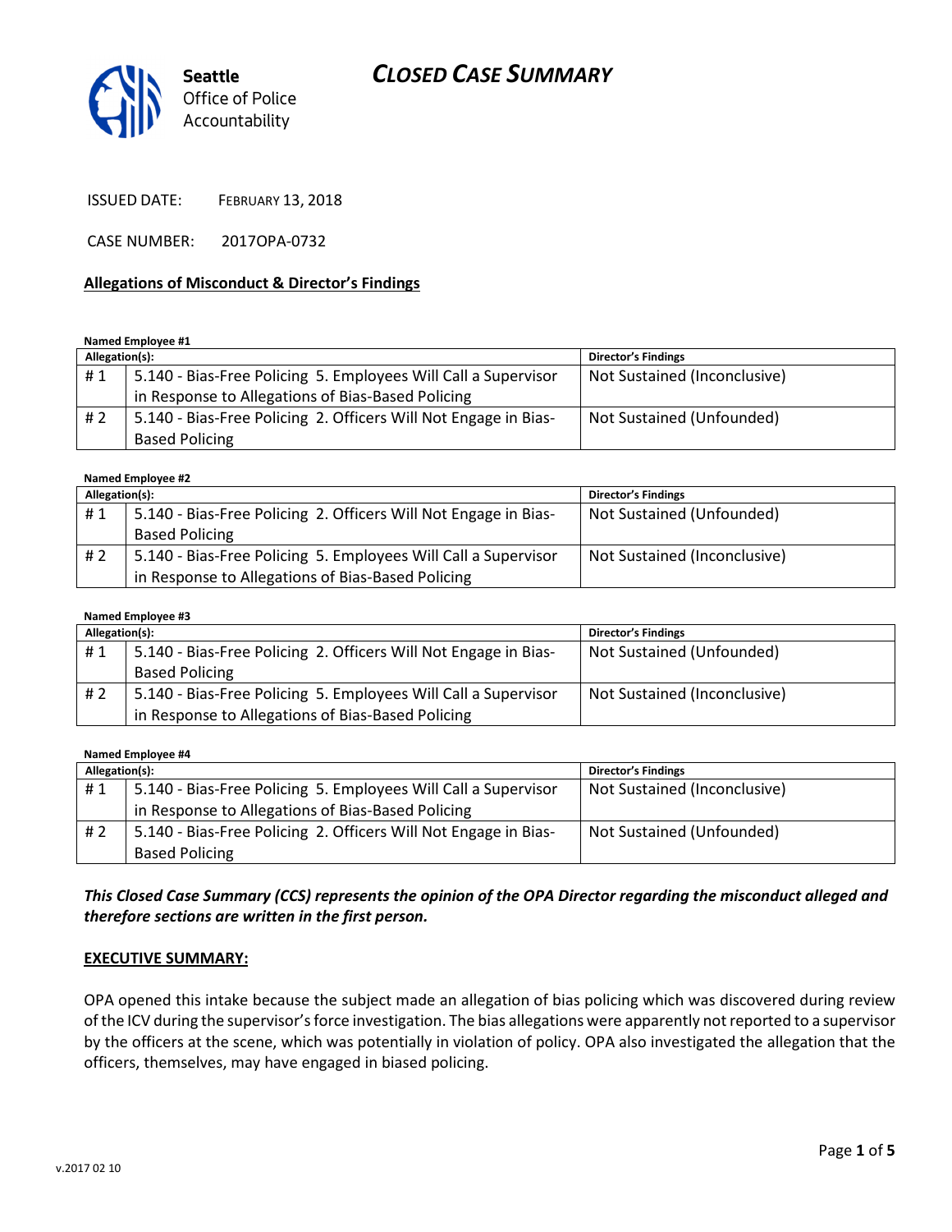Seattle Office of Police Accountability

# CLOSED CASE SUMMARY

ISSUED DATE: FEBRUARY 13, 2018

CASE NUMBER: 2017OPA-0732

## Allegations of Misconduct & Director's Findings

**Named Employee #1**

| Allegation(s): | | Director's Findings |
|---|---|---|
| # 1 | 5.140 - Bias-Free Policing 5. Employees Will Call a Supervisor in Response to Allegations of Bias-Based Policing | Not Sustained (Inconclusive) |
| # 2 | 5.140 - Bias-Free Policing 2. Officers Will Not Engage in Bias-Based Policing | Not Sustained (Unfounded) |

**Named Employee #2**

| Allegation(s): | | Director's Findings |
|---|---|---|
| # 1 | 5.140 - Bias-Free Policing 2. Officers Will Not Engage in Bias-Based Policing | Not Sustained (Unfounded) |
| # 2 | 5.140 - Bias-Free Policing 5. Employees Will Call a Supervisor in Response to Allegations of Bias-Based Policing | Not Sustained (Inconclusive) |

**Named Employee #3**

| Allegation(s): | | Director's Findings |
|---|---|---|
| # 1 | 5.140 - Bias-Free Policing 2. Officers Will Not Engage in Bias-Based Policing | Not Sustained (Unfounded) |
| # 2 | 5.140 - Bias-Free Policing 5. Employees Will Call a Supervisor in Response to Allegations of Bias-Based Policing | Not Sustained (Inconclusive) |

**Named Employee #4**

| Allegation(s): | | Director's Findings |
|---|---|---|
| # 1 | 5.140 - Bias-Free Policing 5. Employees Will Call a Supervisor in Response to Allegations of Bias-Based Policing | Not Sustained (Inconclusive) |
| # 2 | 5.140 - Bias-Free Policing 2. Officers Will Not Engage in Bias-Based Policing | Not Sustained (Unfounded) |

***This Closed Case Summary (CCS) represents the opinion of the OPA Director regarding the misconduct alleged and therefore sections are written in the first person.***

## EXECUTIVE SUMMARY:

OPA opened this intake because the subject made an allegation of bias policing which was discovered during review of the ICV during the supervisor's force investigation. The bias allegations were apparently not reported to a supervisor by the officers at the scene, which was potentially in violation of policy. OPA also investigated the allegation that the officers, themselves, may have engaged in biased policing.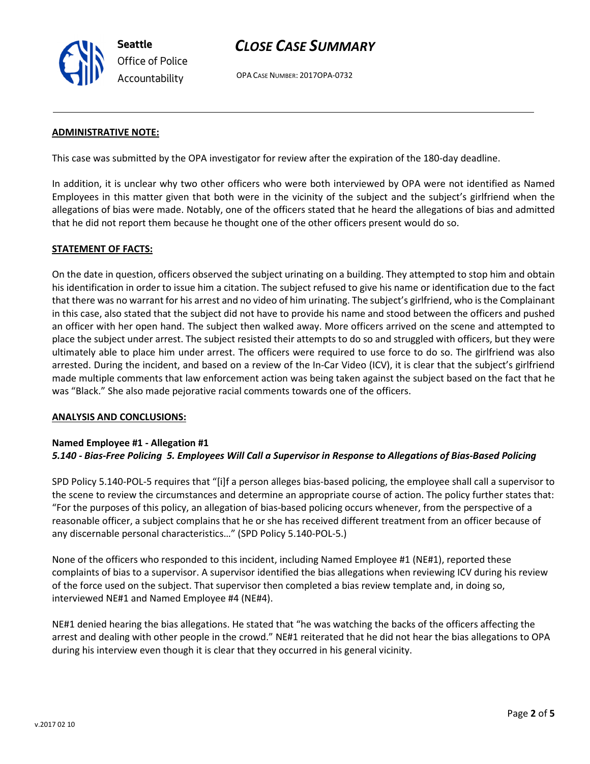## ADMINISTRATIVE NOTE:

This case was submitted by the OPA investigator for review after the expiration of the 180-day deadline.

In addition, it is unclear why two other officers who were both interviewed by OPA were not identified as Named Employees in this matter given that both were in the vicinity of the subject and the subject's girlfriend when the allegations of bias were made. Notably, one of the officers stated that he heard the allegations of bias and admitted that he did not report them because he thought one of the other officers present would do so.

## STATEMENT OF FACTS:

On the date in question, officers observed the subject urinating on a building. They attempted to stop him and obtain his identification in order to issue him a citation. The subject refused to give his name or identification due to the fact that there was no warrant for his arrest and no video of him urinating. The subject's girlfriend, who is the Complainant in this case, also stated that the subject did not have to provide his name and stood between the officers and pushed an officer with her open hand. The subject then walked away. More officers arrived on the scene and attempted to place the subject under arrest. The subject resisted their attempts to do so and struggled with officers, but they were ultimately able to place him under arrest. The officers were required to use force to do so. The girlfriend was also arrested. During the incident, and based on a review of the In-Car Video (ICV), it is clear that the subject's girlfriend made multiple comments that law enforcement action was being taken against the subject based on the fact that he was "Black." She also made pejorative racial comments towards one of the officers.

## ANALYSIS AND CONCLUSIONS:

**Named Employee #1 - Allegation #1**
***5.140 - Bias-Free Policing 5. Employees Will Call a Supervisor in Response to Allegations of Bias-Based Policing***

SPD Policy 5.140-POL-5 requires that "[i]f a person alleges bias-based policing, the employee shall call a supervisor to the scene to review the circumstances and determine an appropriate course of action. The policy further states that: "For the purposes of this policy, an allegation of bias-based policing occurs whenever, from the perspective of a reasonable officer, a subject complains that he or she has received different treatment from an officer because of any discernable personal characteristics…" (SPD Policy 5.140-POL-5.)

None of the officers who responded to this incident, including Named Employee #1 (NE#1), reported these complaints of bias to a supervisor. A supervisor identified the bias allegations when reviewing ICV during his review of the force used on the subject. That supervisor then completed a bias review template and, in doing so, interviewed NE#1 and Named Employee #4 (NE#4).

NE#1 denied hearing the bias allegations. He stated that "he was watching the backs of the officers affecting the arrest and dealing with other people in the crowd." NE#1 reiterated that he did not hear the bias allegations to OPA during his interview even though it is clear that they occurred in his general vicinity.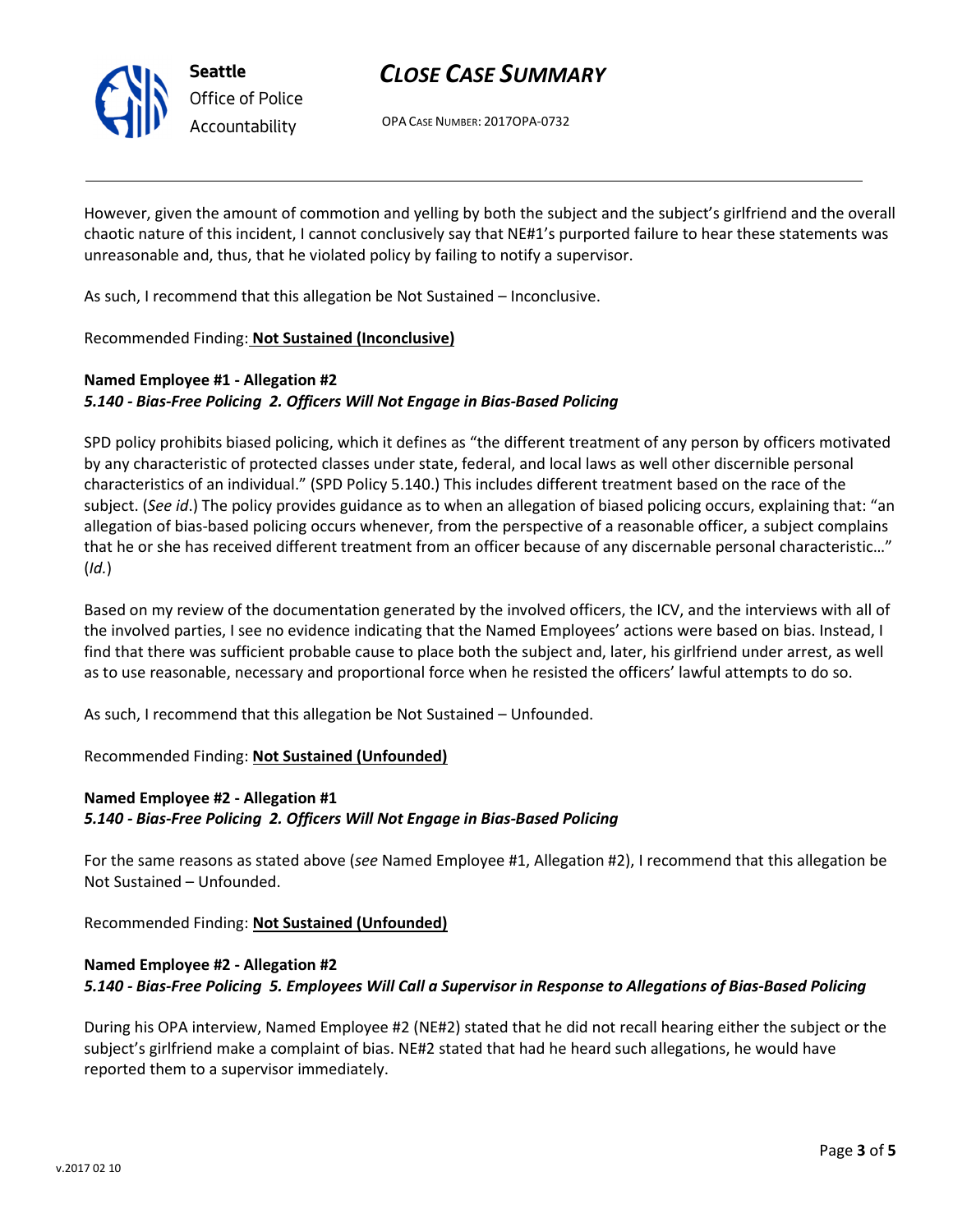However, given the amount of commotion and yelling by both the subject and the subject's girlfriend and the overall chaotic nature of this incident, I cannot conclusively say that NE#1's purported failure to hear these statements was unreasonable and, thus, that he violated policy by failing to notify a supervisor.

As such, I recommend that this allegation be Not Sustained – Inconclusive.

Recommended Finding: **Not Sustained (Inconclusive)**

**Named Employee #1 - Allegation #2**
***5.140 - Bias-Free Policing 2. Officers Will Not Engage in Bias-Based Policing***

SPD policy prohibits biased policing, which it defines as "the different treatment of any person by officers motivated by any characteristic of protected classes under state, federal, and local laws as well other discernible personal characteristics of an individual." (SPD Policy 5.140.) This includes different treatment based on the race of the subject. (*See id*.) The policy provides guidance as to when an allegation of biased policing occurs, explaining that: "an allegation of bias-based policing occurs whenever, from the perspective of a reasonable officer, a subject complains that he or she has received different treatment from an officer because of any discernable personal characteristic…" (*Id.*)

Based on my review of the documentation generated by the involved officers, the ICV, and the interviews with all of the involved parties, I see no evidence indicating that the Named Employees' actions were based on bias. Instead, I find that there was sufficient probable cause to place both the subject and, later, his girlfriend under arrest, as well as to use reasonable, necessary and proportional force when he resisted the officers' lawful attempts to do so.

As such, I recommend that this allegation be Not Sustained – Unfounded.

Recommended Finding: **Not Sustained (Unfounded)**

**Named Employee #2 - Allegation #1**
***5.140 - Bias-Free Policing 2. Officers Will Not Engage in Bias-Based Policing***

For the same reasons as stated above (*see* Named Employee #1, Allegation #2), I recommend that this allegation be Not Sustained – Unfounded.

Recommended Finding: **Not Sustained (Unfounded)**

**Named Employee #2 - Allegation #2**
***5.140 - Bias-Free Policing 5. Employees Will Call a Supervisor in Response to Allegations of Bias-Based Policing***

During his OPA interview, Named Employee #2 (NE#2) stated that he did not recall hearing either the subject or the subject's girlfriend make a complaint of bias. NE#2 stated that had he heard such allegations, he would have reported them to a supervisor immediately.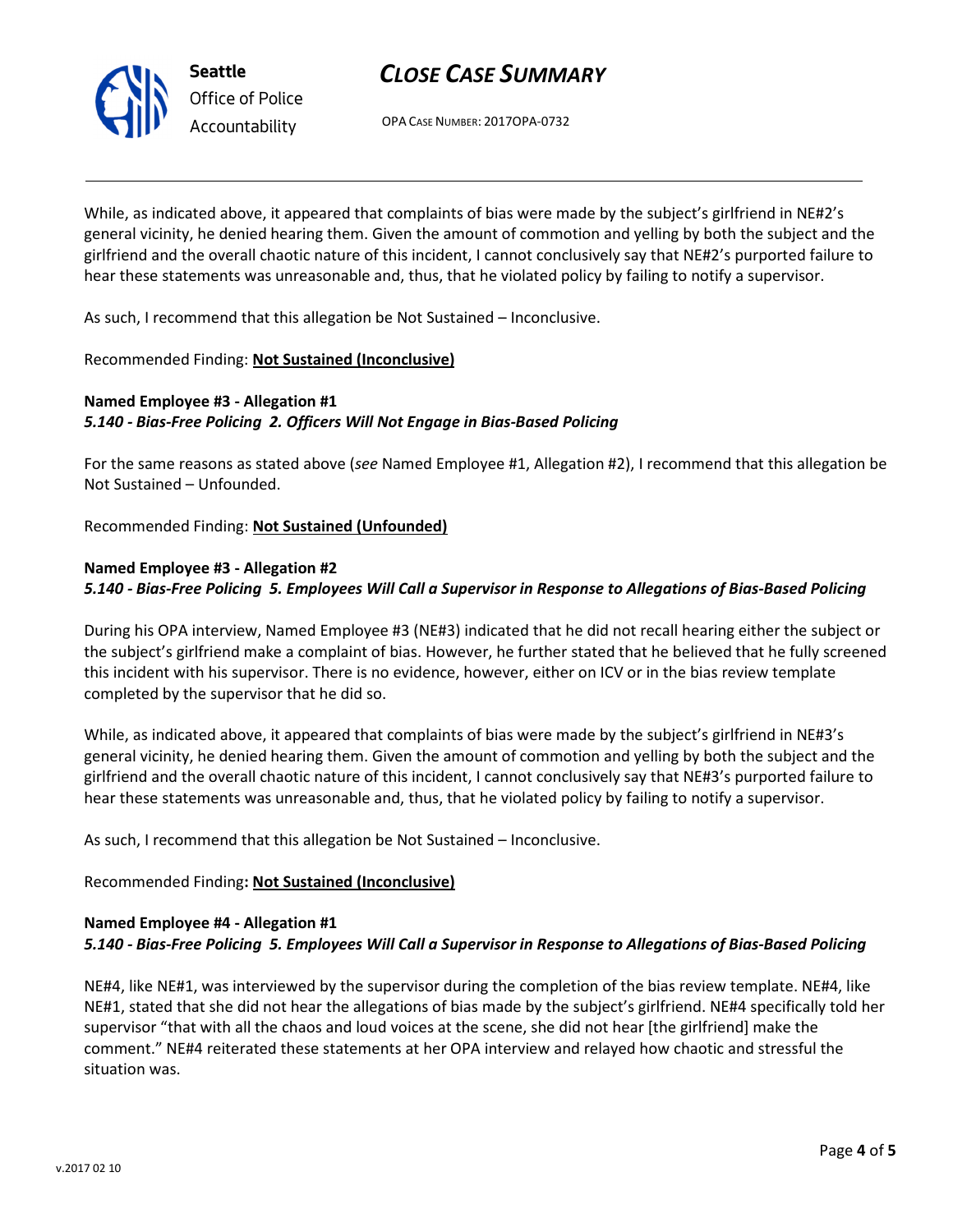While, as indicated above, it appeared that complaints of bias were made by the subject's girlfriend in NE#2's general vicinity, he denied hearing them. Given the amount of commotion and yelling by both the subject and the girlfriend and the overall chaotic nature of this incident, I cannot conclusively say that NE#2's purported failure to hear these statements was unreasonable and, thus, that he violated policy by failing to notify a supervisor.

As such, I recommend that this allegation be Not Sustained – Inconclusive.

Recommended Finding: **Not Sustained (Inconclusive)**

**Named Employee #3 - Allegation #1**
***5.140 - Bias-Free Policing 2. Officers Will Not Engage in Bias-Based Policing***

For the same reasons as stated above (*see* Named Employee #1, Allegation #2), I recommend that this allegation be Not Sustained – Unfounded.

Recommended Finding: **Not Sustained (Unfounded)**

**Named Employee #3 - Allegation #2**
***5.140 - Bias-Free Policing 5. Employees Will Call a Supervisor in Response to Allegations of Bias-Based Policing***

During his OPA interview, Named Employee #3 (NE#3) indicated that he did not recall hearing either the subject or the subject's girlfriend make a complaint of bias. However, he further stated that he believed that he fully screened this incident with his supervisor. There is no evidence, however, either on ICV or in the bias review template completed by the supervisor that he did so.

While, as indicated above, it appeared that complaints of bias were made by the subject's girlfriend in NE#3's general vicinity, he denied hearing them. Given the amount of commotion and yelling by both the subject and the girlfriend and the overall chaotic nature of this incident, I cannot conclusively say that NE#3's purported failure to hear these statements was unreasonable and, thus, that he violated policy by failing to notify a supervisor.

As such, I recommend that this allegation be Not Sustained – Inconclusive.

Recommended Finding**: Not Sustained (Inconclusive)**

**Named Employee #4 - Allegation #1**
***5.140 - Bias-Free Policing 5. Employees Will Call a Supervisor in Response to Allegations of Bias-Based Policing***

NE#4, like NE#1, was interviewed by the supervisor during the completion of the bias review template. NE#4, like NE#1, stated that she did not hear the allegations of bias made by the subject's girlfriend. NE#4 specifically told her supervisor "that with all the chaos and loud voices at the scene, she did not hear [the girlfriend] make the comment." NE#4 reiterated these statements at her OPA interview and relayed how chaotic and stressful the situation was.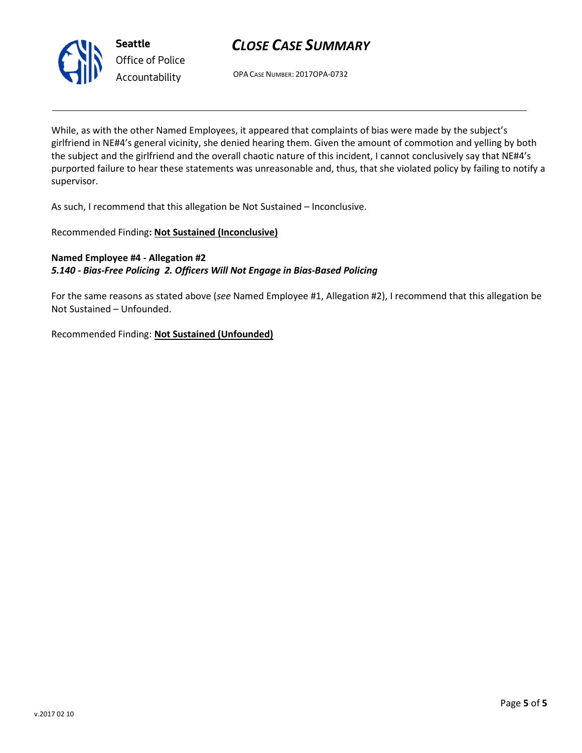While, as with the other Named Employees, it appeared that complaints of bias were made by the subject's girlfriend in NE#4's general vicinity, she denied hearing them. Given the amount of commotion and yelling by both the subject and the girlfriend and the overall chaotic nature of this incident, I cannot conclusively say that NE#4's purported failure to hear these statements was unreasonable and, thus, that she violated policy by failing to notify a supervisor.

As such, I recommend that this allegation be Not Sustained – Inconclusive.

Recommended Finding**: <u>Not Sustained (Inconclusive)</u>**

**Named Employee #4 - Allegation #2**
***5.140 - Bias-Free Policing 2. Officers Will Not Engage in Bias-Based Policing***

For the same reasons as stated above (*see* Named Employee #1, Allegation #2), I recommend that this allegation be Not Sustained – Unfounded.

Recommended Finding: **<u>Not Sustained (Unfounded)</u>**